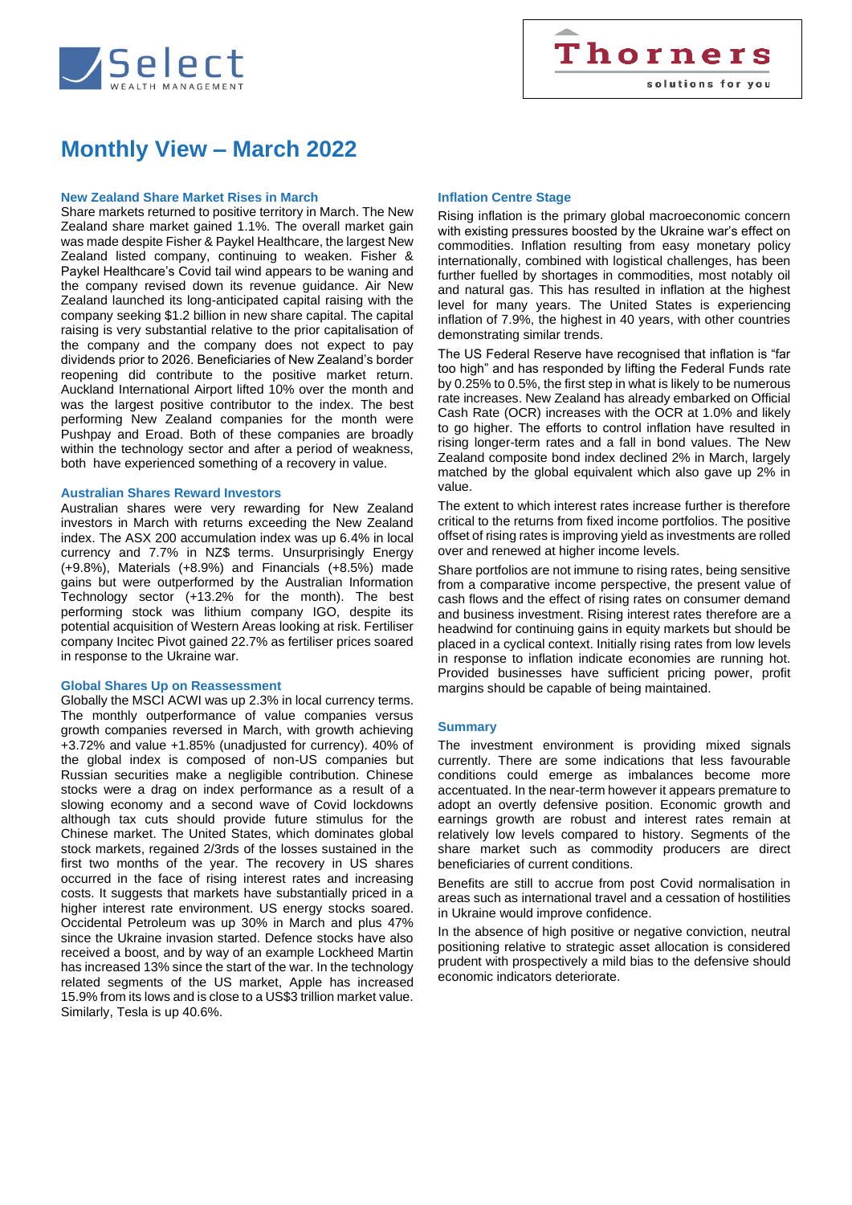# Monthly View – March 2022

### New Zealand Share Market Rises in March

Share markets returned to positive territory in March. The New Zealand share market gained 1.1%. The overall market gain was made despite Fisher & Paykel Healthcare, the largest New Zealand listed company, continuing to weaken. Fisher & Paykel Healthcare's Covid tail wind appears to be waning and the company revised down its revenue guidance. Air New Zealand launched its long-anticipated capital raising with the company seeking $1.2 billion in new share capital. The capital raising is very substantial relative to the prior capitalisation of the company and the company does not expect to pay dividends prior to 2026. Beneficiaries of New Zealand's border reopening did contribute to the positive market return. Auckland International Airport lifted 10% over the month and was the largest positive contributor to the index. The best performing New Zealand companies for the month were Pushpay and Eroad. Both of these companies are broadly within the technology sector and after a period of weakness, both have experienced something of a recovery in value.

### Australian Shares Reward Investors

Australian shares were very rewarding for New Zealand investors in March with returns exceeding the New Zealand index. The ASX 200 accumulation index was up 6.4% in local currency and 7.7% in NZ$ terms. Unsurprisingly Energy (+9.8%), Materials (+8.9%) and Financials (+8.5%) made gains but were outperformed by the Australian Information Technology sector (+13.2% for the month). The best performing stock was lithium company IGO, despite its potential acquisition of Western Areas looking at risk. Fertiliser company Incitec Pivot gained 22.7% as fertiliser prices soared in response to the Ukraine war.

### Global Shares Up on Reassessment

Globally the MSCI ACWI was up 2.3% in local currency terms. The monthly outperformance of value companies versus growth companies reversed in March, with growth achieving +3.72% and value +1.85% (unadjusted for currency). 40% of the global index is composed of non-US companies but Russian securities make a negligible contribution. Chinese stocks were a drag on index performance as a result of a slowing economy and a second wave of Covid lockdowns although tax cuts should provide future stimulus for the Chinese market. The United States, which dominates global stock markets, regained 2/3rds of the losses sustained in the first two months of the year. The recovery in US shares occurred in the face of rising interest rates and increasing costs. It suggests that markets have substantially priced in a higher interest rate environment. US energy stocks soared. Occidental Petroleum was up 30% in March and plus 47% since the Ukraine invasion started. Defence stocks have also received a boost, and by way of an example Lockheed Martin has increased 13% since the start of the war. In the technology related segments of the US market, Apple has increased 15.9% from its lows and is close to a US$3 trillion market value. Similarly, Tesla is up 40.6%.

### Inflation Centre Stage

Rising inflation is the primary global macroeconomic concern with existing pressures boosted by the Ukraine war's effect on commodities. Inflation resulting from easy monetary policy internationally, combined with logistical challenges, has been further fuelled by shortages in commodities, most notably oil and natural gas. This has resulted in inflation at the highest level for many years. The United States is experiencing inflation of 7.9%, the highest in 40 years, with other countries demonstrating similar trends.

The US Federal Reserve have recognised that inflation is "far too high" and has responded by lifting the Federal Funds rate by 0.25% to 0.5%, the first step in what is likely to be numerous rate increases. New Zealand has already embarked on Official Cash Rate (OCR) increases with the OCR at 1.0% and likely to go higher. The efforts to control inflation have resulted in rising longer-term rates and a fall in bond values. The New Zealand composite bond index declined 2% in March, largely matched by the global equivalent which also gave up 2% in value.

The extent to which interest rates increase further is therefore critical to the returns from fixed income portfolios. The positive offset of rising rates is improving yield as investments are rolled over and renewed at higher income levels.

Share portfolios are not immune to rising rates, being sensitive from a comparative income perspective, the present value of cash flows and the effect of rising rates on consumer demand and business investment. Rising interest rates therefore are a headwind for continuing gains in equity markets but should be placed in a cyclical context. Initially rising rates from low levels in response to inflation indicate economies are running hot. Provided businesses have sufficient pricing power, profit margins should be capable of being maintained.

### Summary

The investment environment is providing mixed signals currently. There are some indications that less favourable conditions could emerge as imbalances become more accentuated. In the near-term however it appears premature to adopt an overtly defensive position. Economic growth and earnings growth are robust and interest rates remain at relatively low levels compared to history. Segments of the share market such as commodity producers are direct beneficiaries of current conditions.

Benefits are still to accrue from post Covid normalisation in areas such as international travel and a cessation of hostilities in Ukraine would improve confidence.

In the absence of high positive or negative conviction, neutral positioning relative to strategic asset allocation is considered prudent with prospectively a mild bias to the defensive should economic indicators deteriorate.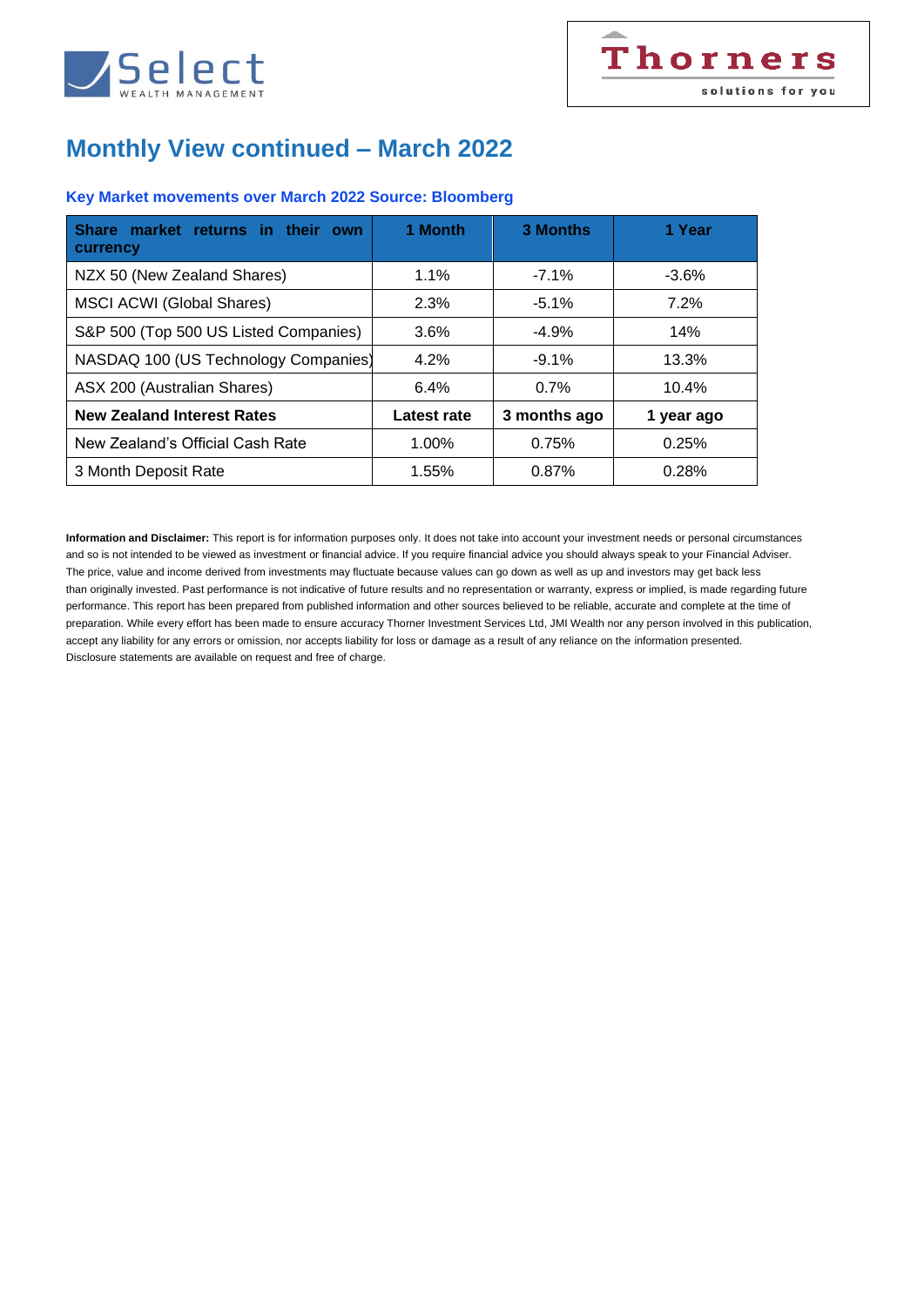# Monthly View continued – March 2022

### Key Market movements over March 2022 Source: Bloomberg

| Share market returns in their own currency | 1 Month | 3 Months | 1 Year |
|---|---|---|---|
| NZX 50 (New Zealand Shares) | 1.1% | -7.1% | -3.6% |
| MSCI ACWI (Global Shares) | 2.3% | -5.1% | 7.2% |
| S&P 500 (Top 500 US Listed Companies) | 3.6% | -4.9% | 14% |
| NASDAQ 100 (US Technology Companies) | 4.2% | -9.1% | 13.3% |
| ASX 200 (Australian Shares) | 6.4% | 0.7% | 10.4% |
| **New Zealand Interest Rates** | **Latest rate** | **3 months ago** | **1 year ago** |
| New Zealand's Official Cash Rate | 1.00% | 0.75% | 0.25% |
| 3 Month Deposit Rate | 1.55% | 0.87% | 0.28% |

**Information and Disclaimer:** This report is for information purposes only. It does not take into account your investment needs or personal circumstances and so is not intended to be viewed as investment or financial advice. If you require financial advice you should always speak to your Financial Adviser. The price, value and income derived from investments may fluctuate because values can go down as well as up and investors may get back less than originally invested. Past performance is not indicative of future results and no representation or warranty, express or implied, is made regarding future performance. This report has been prepared from published information and other sources believed to be reliable, accurate and complete at the time of preparation. While every effort has been made to ensure accuracy Thorner Investment Services Ltd, JMI Wealth nor any person involved in this publication, accept any liability for any errors or omission, nor accepts liability for loss or damage as a result of any reliance on the information presented. Disclosure statements are available on request and free of charge.